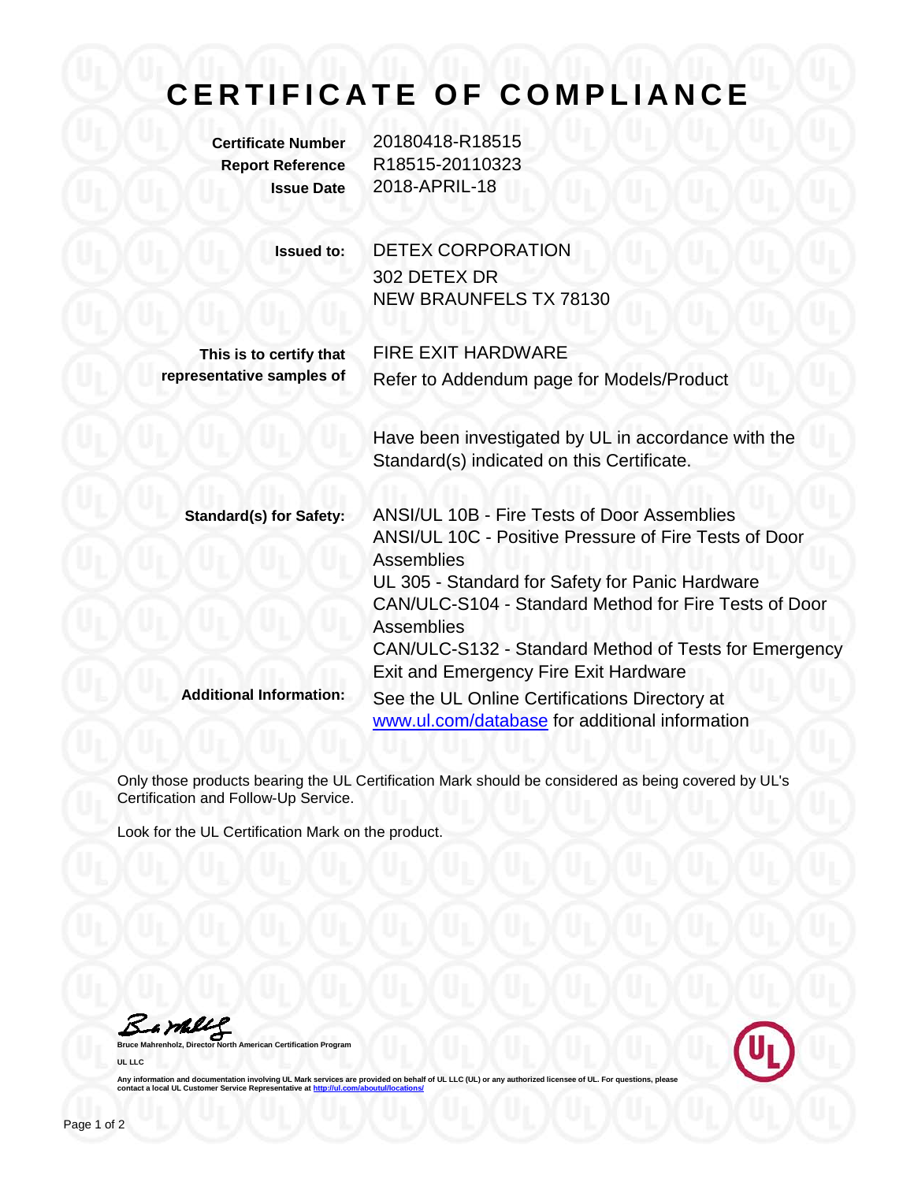# CERTIFICATE OF COMPLIANCE

**Certificate Number** 20180418-R18515
**Report Reference** R18515-20110323
**Issue Date** 2018-APRIL-18

**Issued to:** DETEX CORPORATION
302 DETEX DR
NEW BRAUNFELS TX 78130

**This is to certify that representative samples of** FIRE EXIT HARDWARE
Refer to Addendum page for Models/Product

Have been investigated by UL in accordance with the Standard(s) indicated on this Certificate.

**Standard(s) for Safety:**
ANSI/UL 10B - Fire Tests of Door Assemblies
ANSI/UL 10C - Positive Pressure of Fire Tests of Door Assemblies
UL 305 - Standard for Safety for Panic Hardware
CAN/ULC-S104 - Standard Method for Fire Tests of Door Assemblies
CAN/ULC-S132 - Standard Method of Tests for Emergency Exit and Emergency Fire Exit Hardware

**Additional Information:** See the UL Online Certifications Directory at [www.ul.com/database](www.ul.com/database) for additional information

Only those products bearing the UL Certification Mark should be considered as being covered by UL's Certification and Follow-Up Service.

Look for the UL Certification Mark on the product.

**Bruce Mahrenholz, Director North American Certification Program**

**UL LLC**

Any information and documentation involving UL Mark services are provided on behalf of UL LLC (UL) or any authorized licensee of UL. For questions, please contact a local UL Customer Service Representative at [http://ul.com/aboutul/locations/](http://ul.com/aboutul/locations/)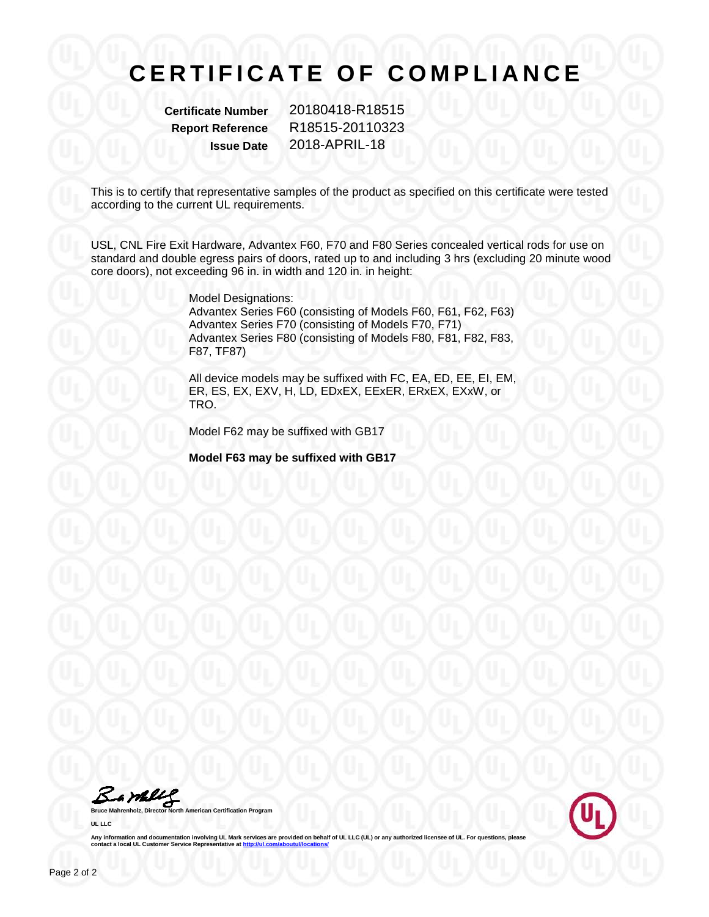# CERTIFICATE OF COMPLIANCE

**Certificate Number** 20180418-R18515
**Report Reference** R18515-20110323
**Issue Date** 2018-APRIL-18

This is to certify that representative samples of the product as specified on this certificate were tested according to the current UL requirements.

USL, CNL Fire Exit Hardware, Advantex F60, F70 and F80 Series concealed vertical rods for use on standard and double egress pairs of doors, rated up to and including 3 hrs (excluding 20 minute wood core doors), not exceeding 96 in. in width and 120 in. in height:

Model Designations:
Advantex Series F60 (consisting of Models F60, F61, F62, F63)
Advantex Series F70 (consisting of Models F70, F71)
Advantex Series F80 (consisting of Models F80, F81, F82, F83, F87, TF87)

All device models may be suffixed with FC, EA, ED, EE, EI, EM, ER, ES, EX, EXV, H, LD, EDxEX, EExER, ERxEX, EXxW, or TRO.

Model F62 may be suffixed with GB17

**Model F63 may be suffixed with GB17**

**Bruce Mahrenholz, Director North American Certification Program**

**UL LLC**

**Any information and documentation involving UL Mark services are provided on behalf of UL LLC (UL) or any authorized licensee of UL. For questions, please contact a local UL Customer Service Representative at http://ul.com/aboutul/locations/**